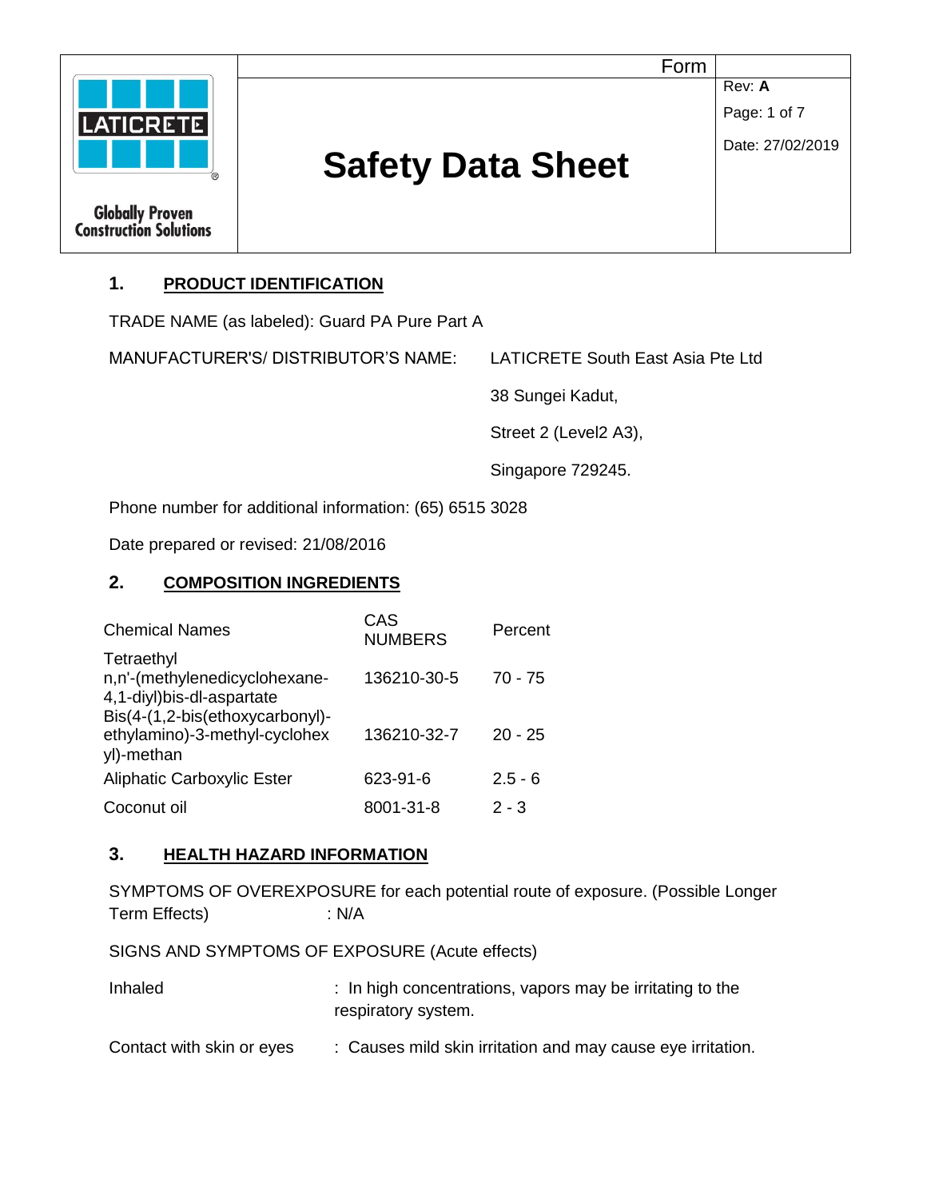# Safety Data Sheet

## 1. PRODUCT IDENTIFICATION

TRADE NAME (as labeled): Guard PA Pure Part A

MANUFACTURER'S/ DISTRIBUTOR'S NAME: LATICRETE South East Asia Pte Ltd

38 Sungei Kadut,

Street 2 (Level2 A3),

Singapore 729245.

Phone number for additional information: (65) 6515 3028

Date prepared or revised: 21/08/2016

## 2. COMPOSITION INGREDIENTS

| Chemical Names | CAS NUMBERS | Percent |
|---|---|---|
| Tetraethyl n,n'-(methylenedicyclohexane-4,1-diyl)bis-dl-aspartate | 136210-30-5 | 70 - 75 |
| Bis(4-(1,2-bis(ethoxycarbonyl)-ethylamino)-3-methyl-cyclohexyl)-methan | 136210-32-7 | 20 - 25 |
| Aliphatic Carboxylic Ester | 623-91-6 | 2.5 - 6 |
| Coconut oil | 8001-31-8 | 2 - 3 |

## 3. HEALTH HAZARD INFORMATION

SYMPTOMS OF OVEREXPOSURE for each potential route of exposure. (Possible Longer Term Effects) : N/A

SIGNS AND SYMPTOMS OF EXPOSURE (Acute effects)

Inhaled : In high concentrations, vapors may be irritating to the respiratory system.

Contact with skin or eyes : Causes mild skin irritation and may cause eye irritation.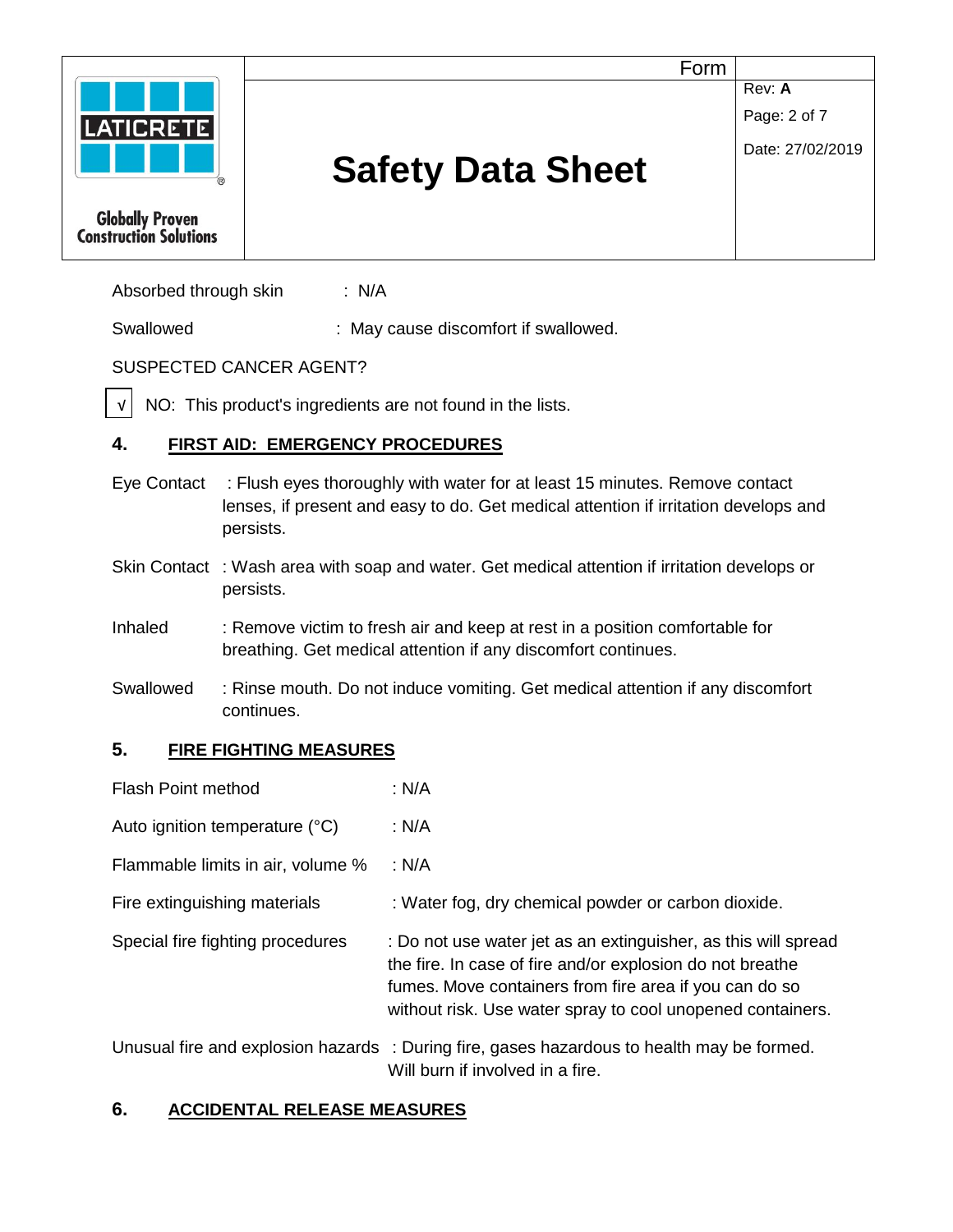Absorbed through skin : N/A

Swallowed : May cause discomfort if swallowed.

SUSPECTED CANCER AGENT?

√ NO: This product's ingredients are not found in the lists.

## 4. FIRST AID: EMERGENCY PROCEDURES

Eye Contact : Flush eyes thoroughly with water for at least 15 minutes. Remove contact lenses, if present and easy to do. Get medical attention if irritation develops and persists.

Skin Contact : Wash area with soap and water. Get medical attention if irritation develops or persists.

Inhaled : Remove victim to fresh air and keep at rest in a position comfortable for breathing. Get medical attention if any discomfort continues.

Swallowed : Rinse mouth. Do not induce vomiting. Get medical attention if any discomfort continues.

## 5. FIRE FIGHTING MEASURES

Flash Point method : N/A

Auto ignition temperature (°C) : N/A

Flammable limits in air, volume % : N/A

Fire extinguishing materials : Water fog, dry chemical powder or carbon dioxide.

Special fire fighting procedures : Do not use water jet as an extinguisher, as this will spread the fire. In case of fire and/or explosion do not breathe fumes. Move containers from fire area if you can do so without risk. Use water spray to cool unopened containers.

Unusual fire and explosion hazards : During fire, gases hazardous to health may be formed. Will burn if involved in a fire.

## 6. ACCIDENTAL RELEASE MEASURES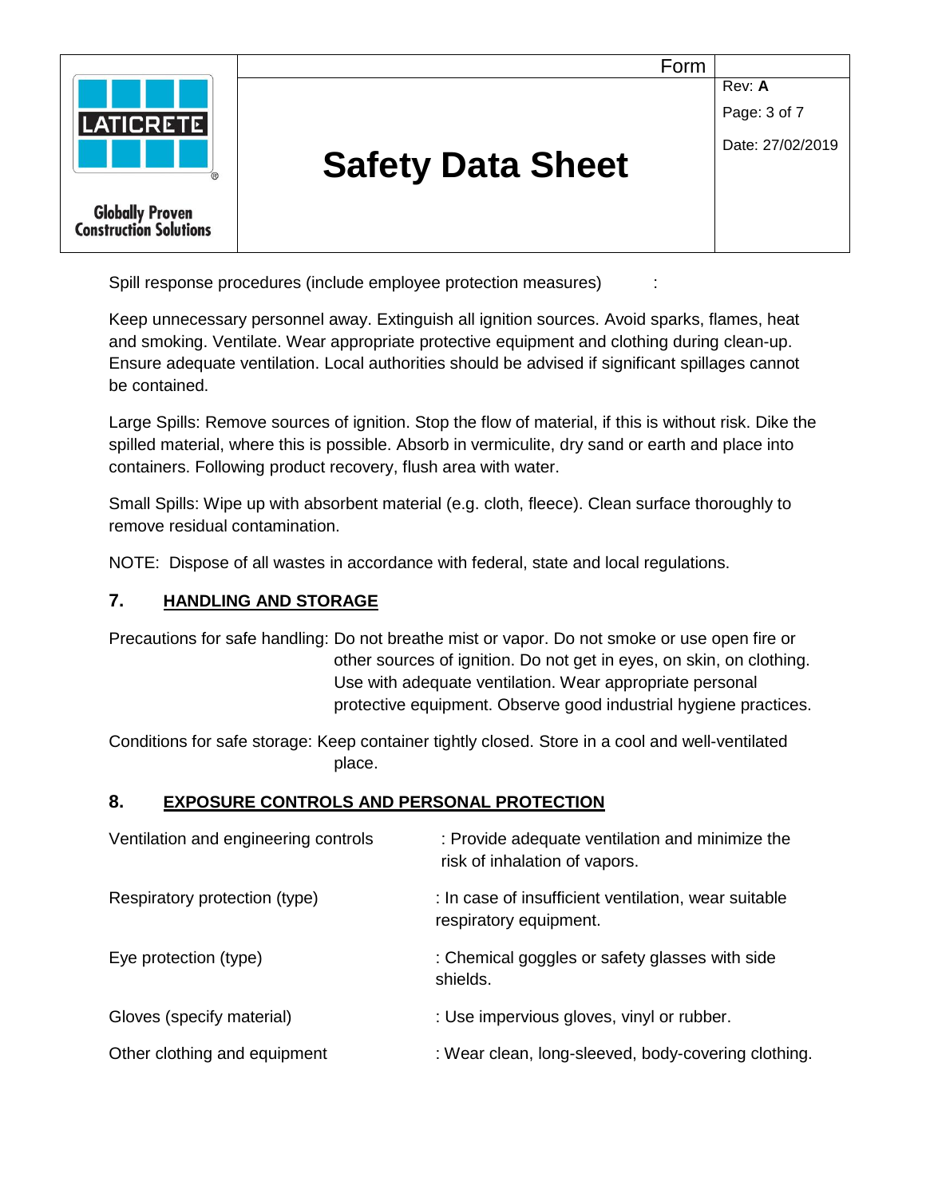Spill response procedures (include employee protection measures) :

Keep unnecessary personnel away. Extinguish all ignition sources. Avoid sparks, flames, heat and smoking. Ventilate. Wear appropriate protective equipment and clothing during clean-up. Ensure adequate ventilation. Local authorities should be advised if significant spillages cannot be contained.

Large Spills: Remove sources of ignition. Stop the flow of material, if this is without risk. Dike the spilled material, where this is possible. Absorb in vermiculite, dry sand or earth and place into containers. Following product recovery, flush area with water.

Small Spills: Wipe up with absorbent material (e.g. cloth, fleece). Clean surface thoroughly to remove residual contamination.

NOTE: Dispose of all wastes in accordance with federal, state and local regulations.

## 7. HANDLING AND STORAGE

Precautions for safe handling: Do not breathe mist or vapor. Do not smoke or use open fire or other sources of ignition. Do not get in eyes, on skin, on clothing. Use with adequate ventilation. Wear appropriate personal protective equipment. Observe good industrial hygiene practices.

Conditions for safe storage: Keep container tightly closed. Store in a cool and well-ventilated place.

## 8. EXPOSURE CONTROLS AND PERSONAL PROTECTION

Ventilation and engineering controls : Provide adequate ventilation and minimize the risk of inhalation of vapors.

Respiratory protection (type) : In case of insufficient ventilation, wear suitable respiratory equipment.

Eye protection (type) : Chemical goggles or safety glasses with side shields.

Gloves (specify material) : Use impervious gloves, vinyl or rubber.

Other clothing and equipment : Wear clean, long-sleeved, body-covering clothing.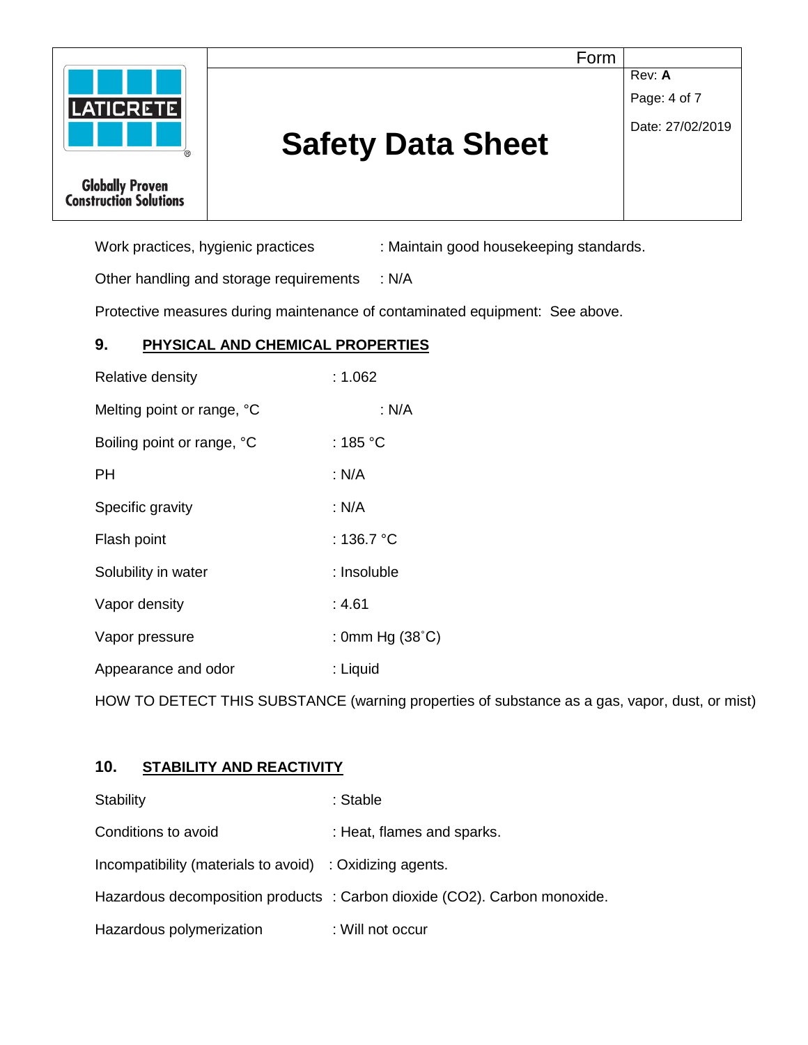Work practices, hygienic practices : Maintain good housekeeping standards.

Other handling and storage requirements : N/A

Protective measures during maintenance of contaminated equipment: See above.

## 9. PHYSICAL AND CHEMICAL PROPERTIES

| | |
|---|---|
| Relative density | : 1.062 |
| Melting point or range, °C | : N/A |
| Boiling point or range, °C | : 185 °C |
| PH | : N/A |
| Specific gravity | : N/A |
| Flash point | : 136.7 °C |
| Solubility in water | : Insoluble |
| Vapor density | : 4.61 |
| Vapor pressure | : 0mm Hg (38˚C) |
| Appearance and odor | : Liquid |

HOW TO DETECT THIS SUBSTANCE (warning properties of substance as a gas, vapor, dust, or mist)

## 10. STABILITY AND REACTIVITY

| | |
|---|---|
| Stability | : Stable |
| Conditions to avoid | : Heat, flames and sparks. |
| Incompatibility (materials to avoid) | : Oxidizing agents. |
| Hazardous decomposition products | : Carbon dioxide ($CO_2$). Carbon monoxide. |
| Hazardous polymerization | : Will not occur |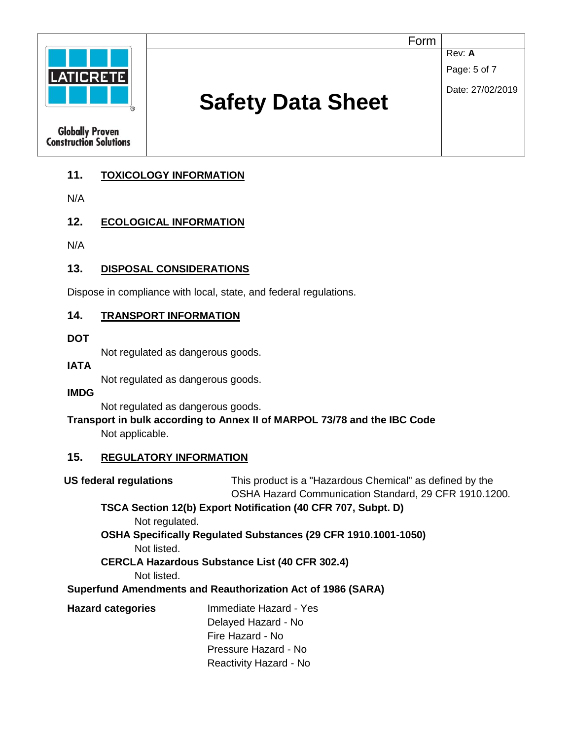## 11. TOXICOLOGY INFORMATION

N/A

## 12. ECOLOGICAL INFORMATION

N/A

## 13. DISPOSAL CONSIDERATIONS

Dispose in compliance with local, state, and federal regulations.

## 14. TRANSPORT INFORMATION

**DOT**

Not regulated as dangerous goods.

**IATA**

Not regulated as dangerous goods.

**IMDG**

Not regulated as dangerous goods.

**Transport in bulk according to Annex II of MARPOL 73/78 and the IBC Code**

Not applicable.

## 15. REGULATORY INFORMATION

**US federal regulations** — This product is a "Hazardous Chemical" as defined by the OSHA Hazard Communication Standard, 29 CFR 1910.1200.

**TSCA Section 12(b) Export Notification (40 CFR 707, Subpt. D)**

Not regulated.

**OSHA Specifically Regulated Substances (29 CFR 1910.1001-1050)**

Not listed.

**CERCLA Hazardous Substance List (40 CFR 302.4)**

Not listed.

**Superfund Amendments and Reauthorization Act of 1986 (SARA)**

**Hazard categories**

Immediate Hazard - Yes
Delayed Hazard - No
Fire Hazard - No
Pressure Hazard - No
Reactivity Hazard - No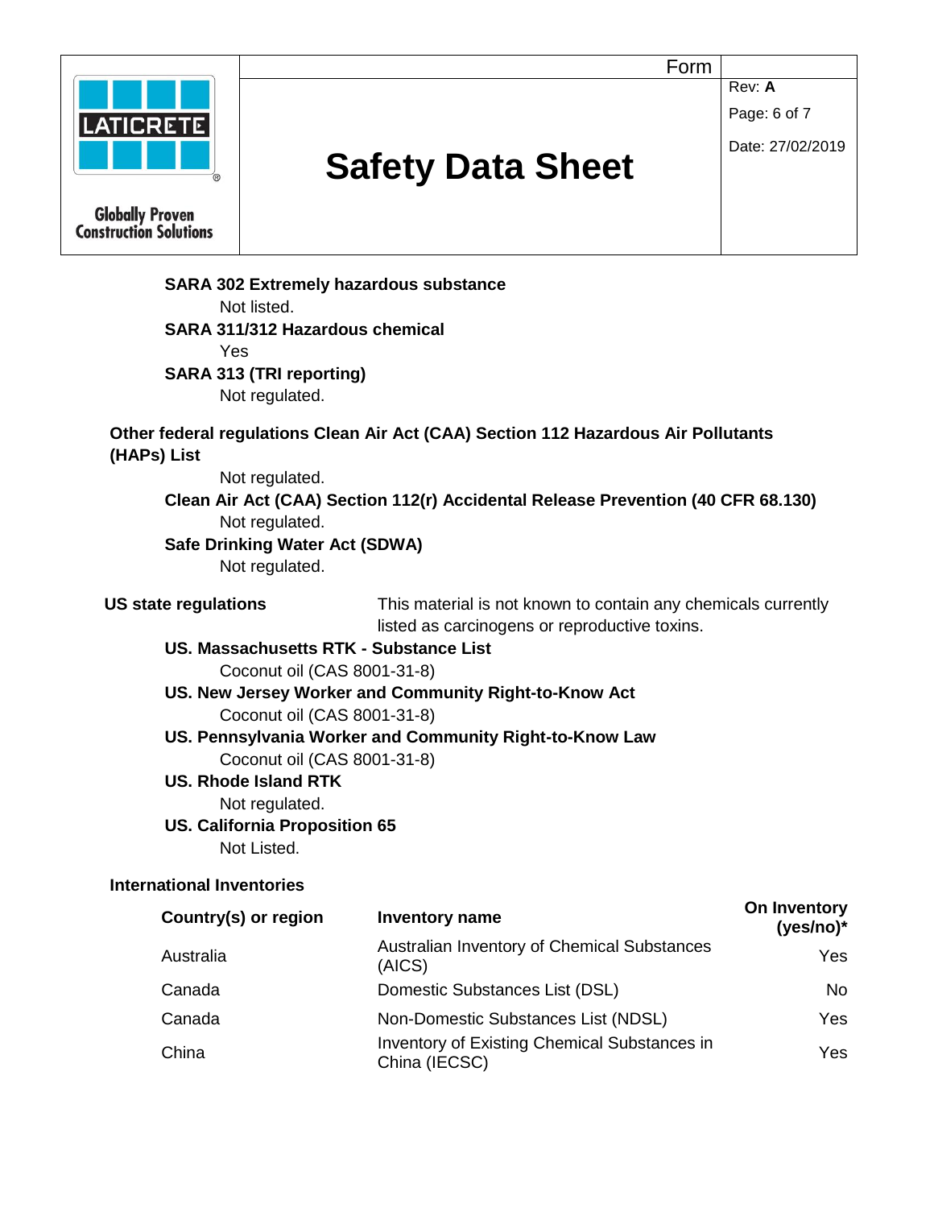**SARA 302 Extremely hazardous substance**

Not listed.

**SARA 311/312 Hazardous chemical**

Yes

**SARA 313 (TRI reporting)**

Not regulated.

**Other federal regulations Clean Air Act (CAA) Section 112 Hazardous Air Pollutants (HAPs) List**

Not regulated.

**Clean Air Act (CAA) Section 112(r) Accidental Release Prevention (40 CFR 68.130)**

Not regulated.

**Safe Drinking Water Act (SDWA)**

Not regulated.

**US state regulations** This material is not known to contain any chemicals currently listed as carcinogens or reproductive toxins.

**US. Massachusetts RTK - Substance List**

Coconut oil (CAS 8001-31-8)

**US. New Jersey Worker and Community Right-to-Know Act**

Coconut oil (CAS 8001-31-8)

**US. Pennsylvania Worker and Community Right-to-Know Law**

Coconut oil (CAS 8001-31-8)

**US. Rhode Island RTK**

Not regulated.

**US. California Proposition 65**

Not Listed.

**International Inventories**

| Country(s) or region | Inventory name | On Inventory (yes/no)* |
|---|---|---|
| Australia | Australian Inventory of Chemical Substances (AICS) | Yes |
| Canada | Domestic Substances List (DSL) | No |
| Canada | Non-Domestic Substances List (NDSL) | Yes |
| China | Inventory of Existing Chemical Substances in China (IECSC) | Yes |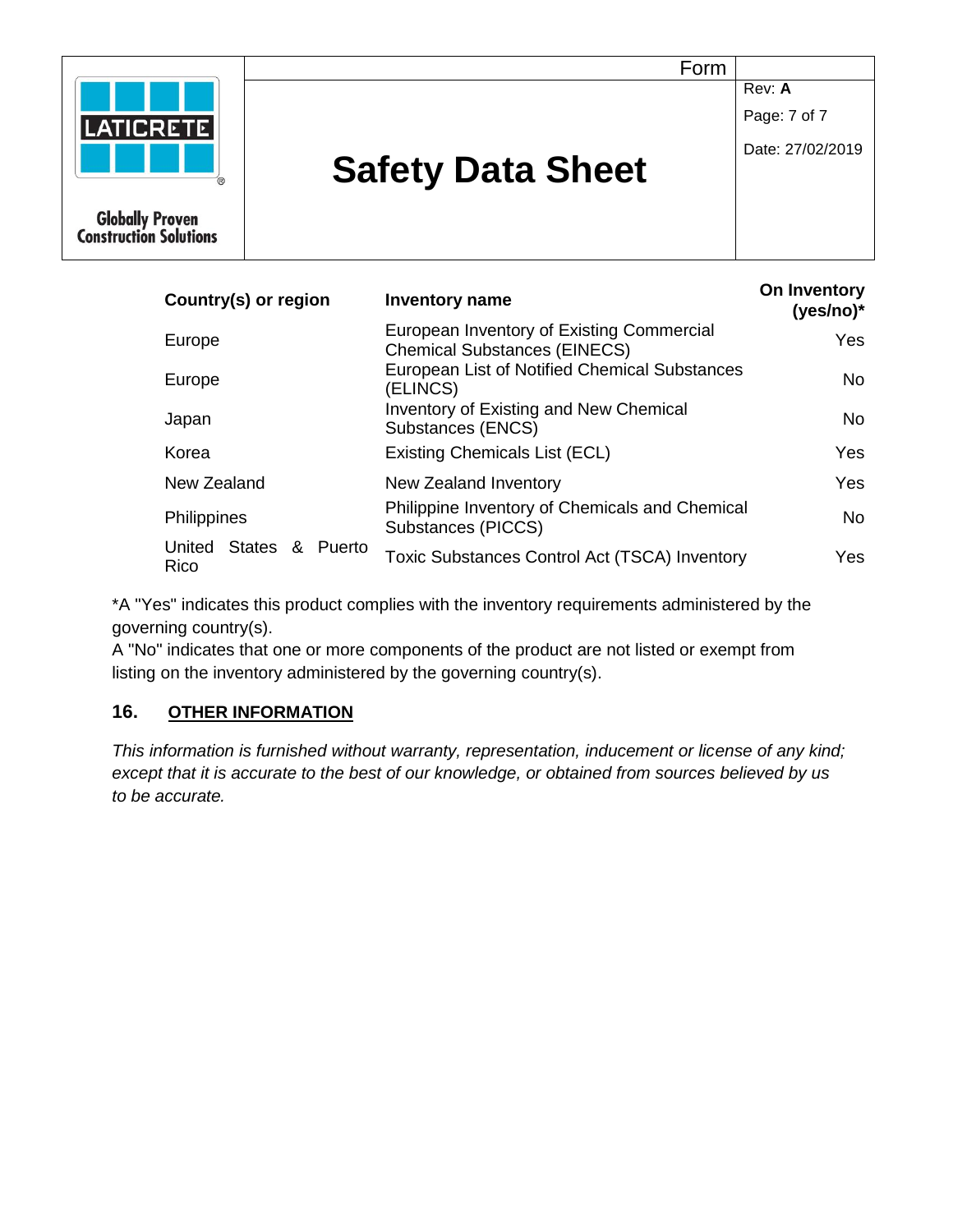| Country(s) or region | Inventory name | On Inventory (yes/no)* |
|---|---|---|
| Europe | European Inventory of Existing Commercial Chemical Substances (EINECS) | Yes |
| Europe | European List of Notified Chemical Substances (ELINCS) | No |
| Japan | Inventory of Existing and New Chemical Substances (ENCS) | No |
| Korea | Existing Chemicals List (ECL) | Yes |
| New Zealand | New Zealand Inventory | Yes |
| Philippines | Philippine Inventory of Chemicals and Chemical Substances (PICCS) | No |
| United States & Puerto Rico | Toxic Substances Control Act (TSCA) Inventory | Yes |

*A "Yes" indicates this product complies with the inventory requirements administered by the governing country(s).
A "No" indicates that one or more components of the product are not listed or exempt from listing on the inventory administered by the governing country(s).

## 16. OTHER INFORMATION

*This information is furnished without warranty, representation, inducement or license of any kind; except that it is accurate to the best of our knowledge, or obtained from sources believed by us to be accurate.*